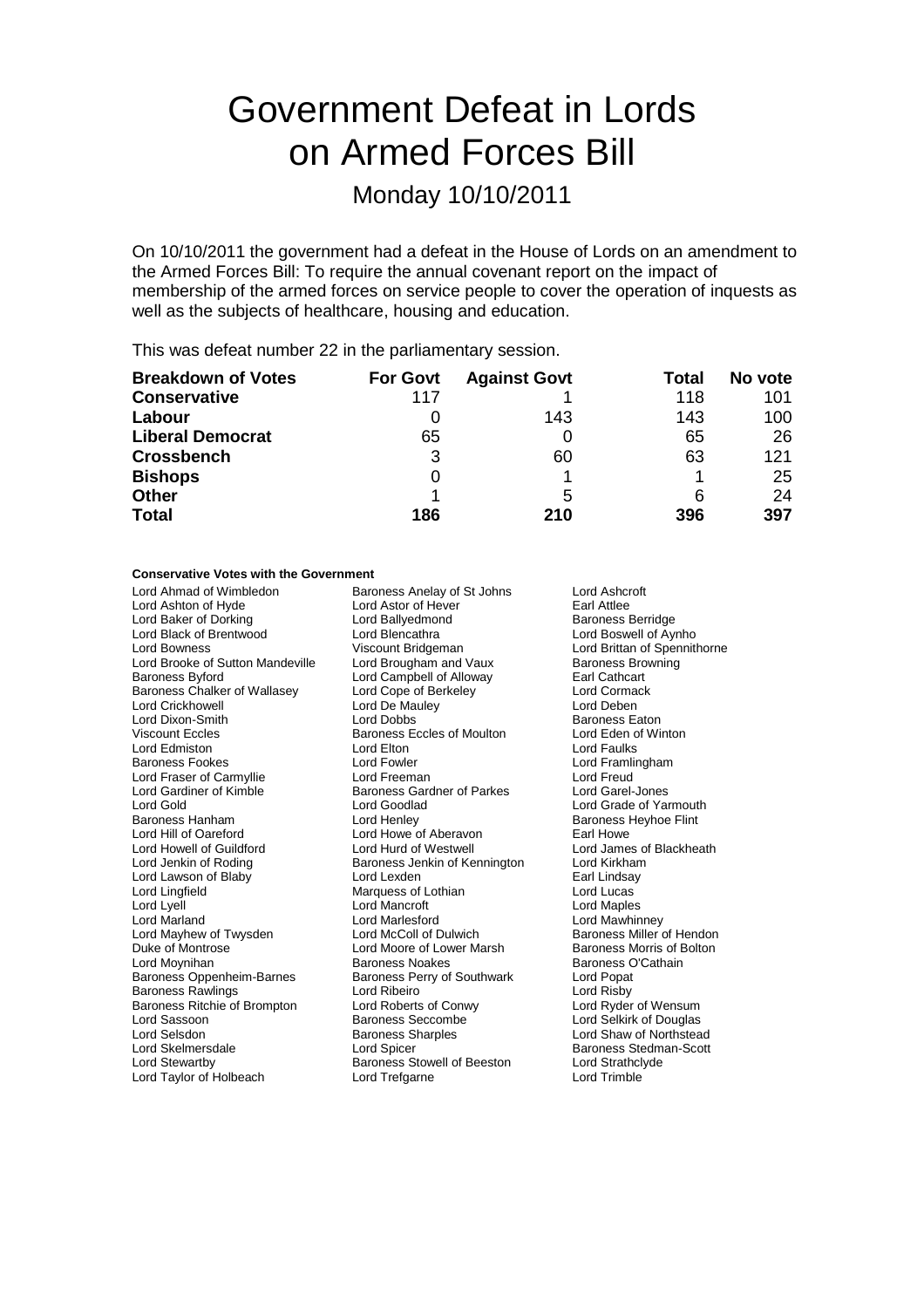# Government Defeat in Lords on Armed Forces Bill

## Monday 10/10/2011

On 10/10/2011 the government had a defeat in the House of Lords on an amendment to the Armed Forces Bill: To require the annual covenant report on the impact of membership of the armed forces on service people to cover the operation of inquests as well as the subjects of healthcare, housing and education.

This was defeat number 22 in the parliamentary session.

| Breakdown of Votes | For Govt | Against Govt | Total | No vote |
|---|---|---|---|---|
| **Conservative** | 117 | 1 | 118 | 101 |
| **Labour** | 0 | 143 | 143 | 100 |
| **Liberal Democrat** | 65 | 0 | 65 | 26 |
| **Crossbench** | 3 | 60 | 63 | 121 |
| **Bishops** | 0 | 1 | 1 | 25 |
| **Other** | 1 | 5 | 6 | 24 |
| **Total** | **186** | **210** | **396** | **397** |

**Conservative Votes with the Government**

Lord Ahmad of Wimbledon
Baroness Anelay of St Johns
Lord Ashcroft
Lord Ashton of Hyde
Lord Astor of Hever
Earl Attlee
Lord Baker of Dorking
Lord Ballyedmond
Baroness Berridge
Lord Black of Brentwood
Lord Blencathra
Lord Boswell of Aynho
Lord Bowness
Viscount Bridgeman
Lord Brittan of Spennithorne
Lord Brooke of Sutton Mandeville
Lord Brougham and Vaux
Baroness Browning
Baroness Byford
Lord Campbell of Alloway
Earl Cathcart
Baroness Chalker of Wallasey
Lord Cope of Berkeley
Lord Cormack
Lord Crickhowell
Lord De Mauley
Lord Deben
Lord Dixon-Smith
Lord Dobbs
Baroness Eaton
Viscount Eccles
Baroness Eccles of Moulton
Lord Eden of Winton
Lord Edmiston
Lord Elton
Lord Faulks
Baroness Fookes
Lord Fowler
Lord Framlingham
Lord Fraser of Carmyllie
Lord Freeman
Lord Freud
Lord Gardiner of Kimble
Baroness Gardner of Parkes
Lord Garel-Jones
Lord Gold
Lord Goodlad
Lord Grade of Yarmouth
Baroness Hanham
Lord Henley
Baroness Heyhoe Flint
Lord Hill of Oareford
Lord Howe of Aberavon
Earl Howe
Lord Howell of Guildford
Lord Hurd of Westwell
Lord James of Blackheath
Lord Jenkin of Roding
Baroness Jenkin of Kennington
Lord Kirkham
Lord Lawson of Blaby
Lord Lexden
Earl Lindsay
Lord Lingfield
Marquess of Lothian
Lord Lucas
Lord Lyell
Lord Mancroft
Lord Maples
Lord Marland
Lord Marlesford
Lord Mawhinney
Lord Mayhew of Twysden
Lord McColl of Dulwich
Baroness Miller of Hendon
Duke of Montrose
Lord Moore of Lower Marsh
Baroness Morris of Bolton
Lord Moynihan
Baroness Noakes
Baroness O'Cathain
Baroness Oppenheim-Barnes
Baroness Perry of Southwark
Lord Popat
Baroness Rawlings
Lord Ribeiro
Lord Risby
Baroness Ritchie of Brompton
Lord Roberts of Conwy
Lord Ryder of Wensum
Lord Sassoon
Baroness Seccombe
Lord Selkirk of Douglas
Lord Selsdon
Baroness Sharples
Lord Shaw of Northstead
Lord Skelmersdale
Lord Spicer
Baroness Stedman-Scott
Lord Stewartby
Baroness Stowell of Beeston
Lord Strathclyde
Lord Taylor of Holbeach
Lord Trefgarne
Lord Trimble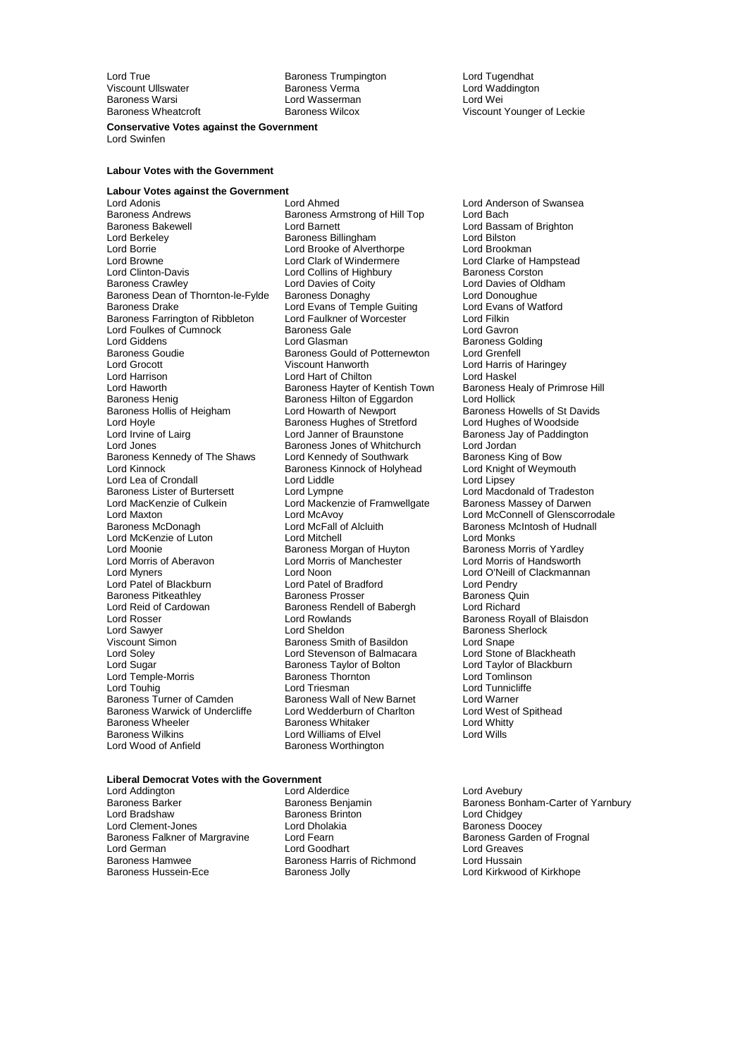Lord True
Baroness Trumpington
Lord Tugendhat
Viscount Ullswater
Baroness Verma
Lord Waddington
Baroness Warsi
Lord Wasserman
Lord Wei
Baroness Wheatcroft
Baroness Wilcox
Viscount Younger of Leckie

**Conservative Votes against the Government**

Lord Swinfen

**Labour Votes with the Government**

**Labour Votes against the Government**

Lord Adonis
Lord Ahmed
Lord Anderson of Swansea
Baroness Andrews
Baroness Armstrong of Hill Top
Lord Bach
Baroness Bakewell
Lord Barnett
Lord Bassam of Brighton
Lord Berkeley
Baroness Billingham
Lord Bilston
Lord Borrie
Lord Brooke of Alverthorpe
Lord Brookman
Lord Browne
Lord Clark of Windermere
Lord Clarke of Hampstead
Lord Clinton-Davis
Lord Collins of Highbury
Baroness Corston
Baroness Crawley
Lord Davies of Coity
Lord Davies of Oldham
Baroness Dean of Thornton-le-Fylde
Baroness Donaghy
Lord Donoughue
Baroness Drake
Lord Evans of Temple Guiting
Lord Evans of Watford
Baroness Farrington of Ribbleton
Lord Faulkner of Worcester
Lord Filkin
Lord Foulkes of Cumnock
Baroness Gale
Lord Gavron
Lord Giddens
Lord Glasman
Baroness Golding
Baroness Goudie
Baroness Gould of Potternewton
Lord Grenfell
Lord Grocott
Viscount Hanworth
Lord Harris of Haringey
Lord Harrison
Lord Hart of Chilton
Lord Haskel
Lord Haworth
Baroness Hayter of Kentish Town
Baroness Healy of Primrose Hill
Baroness Henig
Baroness Hilton of Eggardon
Lord Hollick
Baroness Hollis of Heigham
Lord Howarth of Newport
Baroness Howells of St Davids
Lord Hoyle
Baroness Hughes of Stretford
Lord Hughes of Woodside
Lord Irvine of Lairg
Lord Janner of Braunstone
Baroness Jay of Paddington
Lord Jones
Baroness Jones of Whitchurch
Lord Jordan
Baroness Kennedy of The Shaws
Lord Kennedy of Southwark
Baroness King of Bow
Lord Kinnock
Baroness Kinnock of Holyhead
Lord Knight of Weymouth
Lord Lea of Crondall
Lord Liddle
Lord Lipsey
Baroness Lister of Burtersett
Lord Lympne
Lord Macdonald of Tradeston
Lord MacKenzie of Culkein
Lord Mackenzie of Framwellgate
Baroness Massey of Darwen
Lord Maxton
Lord McAvoy
Lord McConnell of Glenscorrodale
Baroness McDonagh
Lord McFall of Alcluith
Baroness McIntosh of Hudnall
Lord McKenzie of Luton
Lord Mitchell
Lord Monks
Lord Moonie
Baroness Morgan of Huyton
Baroness Morris of Yardley
Lord Morris of Aberavon
Lord Morris of Manchester
Lord Morris of Handsworth
Lord Myners
Lord Noon
Lord O'Neill of Clackmannan
Lord Patel of Blackburn
Lord Patel of Bradford
Lord Pendry
Baroness Pitkeathley
Baroness Prosser
Baroness Quin
Lord Reid of Cardowan
Baroness Rendell of Babergh
Lord Richard
Lord Rosser
Lord Rowlands
Baroness Royall of Blaisdon
Lord Sawyer
Lord Sheldon
Baroness Sherlock
Viscount Simon
Baroness Smith of Basildon
Lord Snape
Lord Soley
Lord Stevenson of Balmacara
Lord Stone of Blackheath
Lord Sugar
Baroness Taylor of Bolton
Lord Taylor of Blackburn
Lord Temple-Morris
Baroness Thornton
Lord Tomlinson
Lord Touhig
Lord Triesman
Lord Tunnicliffe
Baroness Turner of Camden
Baroness Wall of New Barnet
Lord Warner
Baroness Warwick of Undercliffe
Lord Wedderburn of Charlton
Lord West of Spithead
Baroness Wheeler
Baroness Whitaker
Lord Whitty
Baroness Wilkins
Lord Williams of Elvel
Lord Wills
Lord Wood of Anfield
Baroness Worthington

**Liberal Democrat Votes with the Government**

Lord Addington
Lord Alderdice
Lord Avebury
Baroness Barker
Baroness Benjamin
Baroness Bonham-Carter of Yarnbury
Lord Bradshaw
Baroness Brinton
Lord Chidgey
Lord Clement-Jones
Lord Dholakia
Baroness Doocey
Baroness Falkner of Margravine
Lord Fearn
Baroness Garden of Frognal
Lord German
Lord Goodhart
Lord Greaves
Baroness Hamwee
Baroness Harris of Richmond
Lord Hussain
Baroness Hussein-Ece
Baroness Jolly
Lord Kirkwood of Kirkhope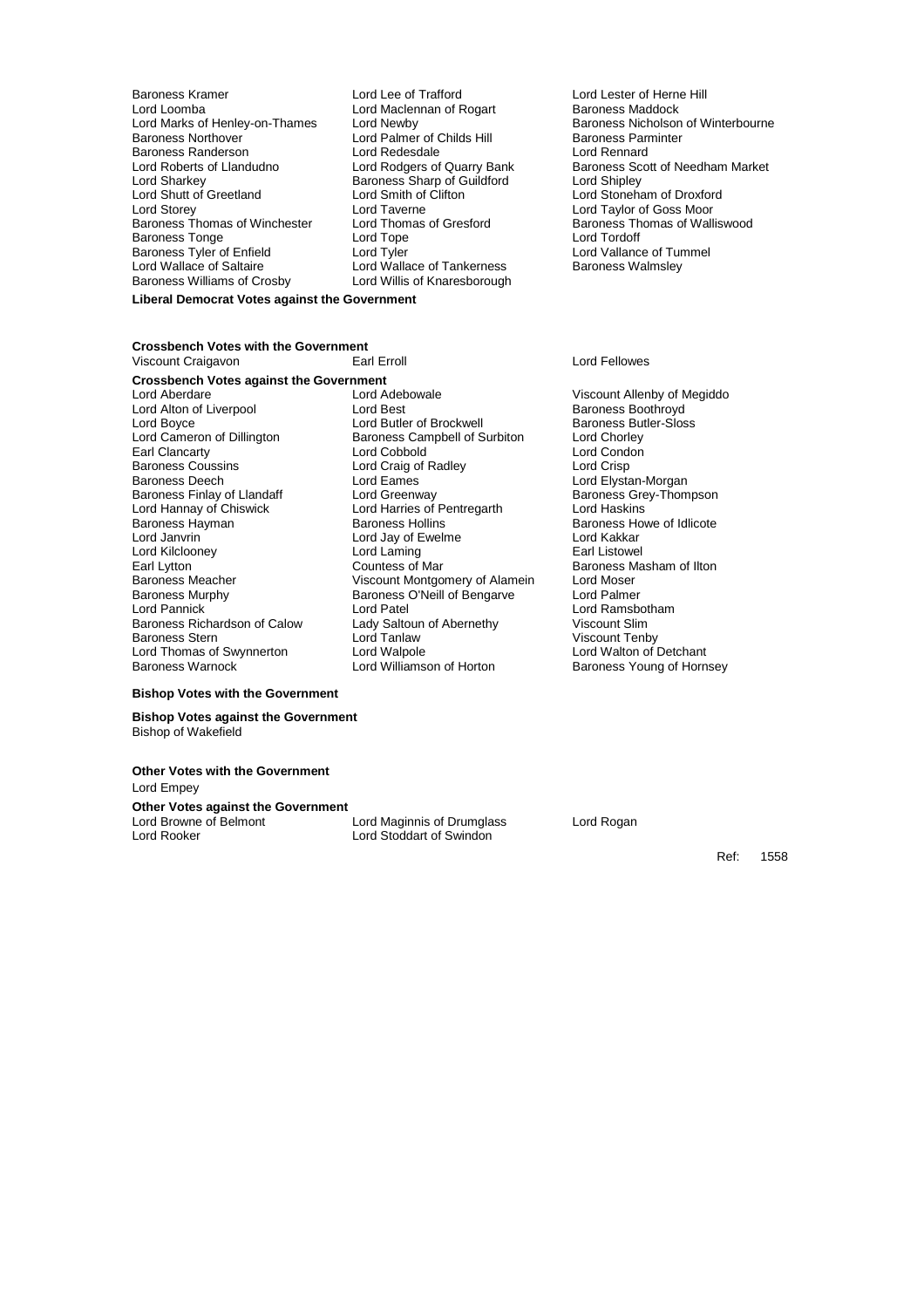Baroness Kramer
Lord Lee of Trafford
Lord Lester of Herne Hill
Lord Loomba
Lord Maclennan of Rogart
Baroness Maddock
Lord Marks of Henley-on-Thames
Lord Newby
Baroness Nicholson of Winterbourne
Baroness Northover
Lord Palmer of Childs Hill
Baroness Parminter
Baroness Randerson
Lord Redesdale
Lord Rennard
Lord Roberts of Llandudno
Lord Rodgers of Quarry Bank
Baroness Scott of Needham Market
Lord Sharkey
Baroness Sharp of Guildford
Lord Shipley
Lord Shutt of Greetland
Lord Smith of Clifton
Lord Stoneham of Droxford
Lord Storey
Lord Taverne
Lord Taylor of Goss Moor
Baroness Thomas of Winchester
Lord Thomas of Gresford
Baroness Thomas of Walliswood
Baroness Tonge
Lord Tope
Lord Tordoff
Baroness Tyler of Enfield
Lord Tyler
Lord Vallance of Tummel
Lord Wallace of Saltaire
Lord Wallace of Tankerness
Baroness Walmsley
Baroness Williams of Crosby
Lord Willis of Knaresborough

**Liberal Democrat Votes against the Government**

**Crossbench Votes with the Government**

Viscount Craigavon
Earl Erroll
Lord Fellowes

**Crossbench Votes against the Government**

Lord Aberdare
Lord Adebowale
Viscount Allenby of Megiddo
Lord Alton of Liverpool
Lord Best
Baroness Boothroyd
Lord Boyce
Lord Butler of Brockwell
Baroness Butler-Sloss
Lord Cameron of Dillington
Baroness Campbell of Surbiton
Lord Chorley
Earl Clancarty
Lord Cobbold
Lord Condon
Baroness Coussins
Lord Craig of Radley
Lord Crisp
Baroness Deech
Lord Eames
Lord Elystan-Morgan
Baroness Finlay of Llandaff
Lord Greenway
Baroness Grey-Thompson
Lord Hannay of Chiswick
Lord Harries of Pentregarth
Lord Haskins
Baroness Hayman
Baroness Hollins
Baroness Howe of Idlicote
Lord Janvrin
Lord Jay of Ewelme
Lord Kakkar
Lord Kilclooney
Lord Laming
Earl Listowel
Earl Lytton
Countess of Mar
Baroness Masham of Ilton
Baroness Meacher
Viscount Montgomery of Alamein
Lord Moser
Baroness Murphy
Baroness O'Neill of Bengarve
Lord Palmer
Lord Pannick
Lord Patel
Lord Ramsbotham
Baroness Richardson of Calow
Lady Saltoun of Abernethy
Viscount Slim
Baroness Stern
Lord Tanlaw
Viscount Tenby
Lord Thomas of Swynnerton
Lord Walpole
Lord Walton of Detchant
Baroness Warnock
Lord Williamson of Horton
Baroness Young of Hornsey

**Bishop Votes with the Government**

**Bishop Votes against the Government**

Bishop of Wakefield

**Other Votes with the Government**

Lord Empey

**Other Votes against the Government**

Lord Browne of Belmont
Lord Maginnis of Drumglass
Lord Rogan
Lord Rooker
Lord Stoddart of Swindon

Ref: 1558